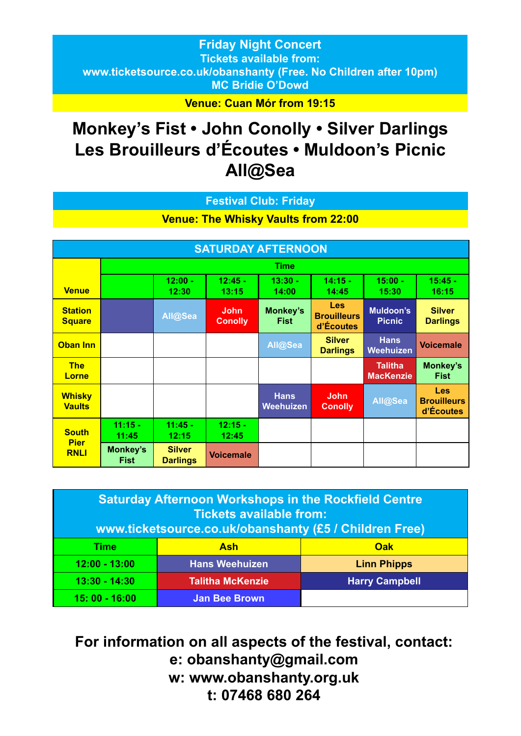## Friday Night Concert

**Tickets available from:**
**www.ticketsource.co.uk/obanshanty (Free. No Children after 10pm)**
**MC Bridie O'Dowd**

**Venue: Cuan Mór from 19:15**

# Monkey's Fist • John Conolly • Silver Darlings
# Les Brouilleurs d'Écoutes • Muldoon's Picnic
# All@Sea

## Festival Club: Friday

**Venue: The Whisky Vaults from 22:00**

| SATURDAY AFTERNOON | | | | | | | |
|---|---|---|---|---|---|---|---|
| Venue | Time | | | | | | |
| | | 12:00 - 12:30 | 12:45 - 13:15 | 13:30 - 14:00 | 14:15 - 14:45 | 15:00 - 15:30 | 15:45 - 16:15 |
| Station Square | | All@Sea | John Conolly | Monkey's Fist | Les Brouilleurs d'Écoutes | Muldoon's Picnic | Silver Darlings |
| Oban Inn | | | | All@Sea | Silver Darlings | Hans Weehuizen | Voicemale |
| The Lorne | | | | | | Talitha MacKenzie | Monkey's Fist |
| Whisky Vaults | | | | Hans Weehuizen | John Conolly | All@Sea | Les Brouilleurs d'Écoutes |
| South Pier RNLI | 11:15 - 11:45 | 11:45 - 12:15 | 12:15 - 12:45 | | | | |
| | Monkey's Fist | Silver Darlings | Voicemale | | | | |

| Saturday Afternoon Workshops in the Rockfield Centre<br>Tickets available from:<br>www.ticketsource.co.uk/obanshanty (£5 / Children Free) | | |
|---|---|---|
| Time | Ash | Oak |
| 12:00 - 13:00 | Hans Weehuizen | Linn Phipps |
| 13:30 - 14:30 | Talitha McKenzie | Harry Campbell |
| 15: 00 - 16:00 | Jan Bee Brown | |

**For information on all aspects of the festival, contact:**
**e: obanshanty@gmail.com**
**w: www.obanshanty.org.uk**
**t: 07468 680 264**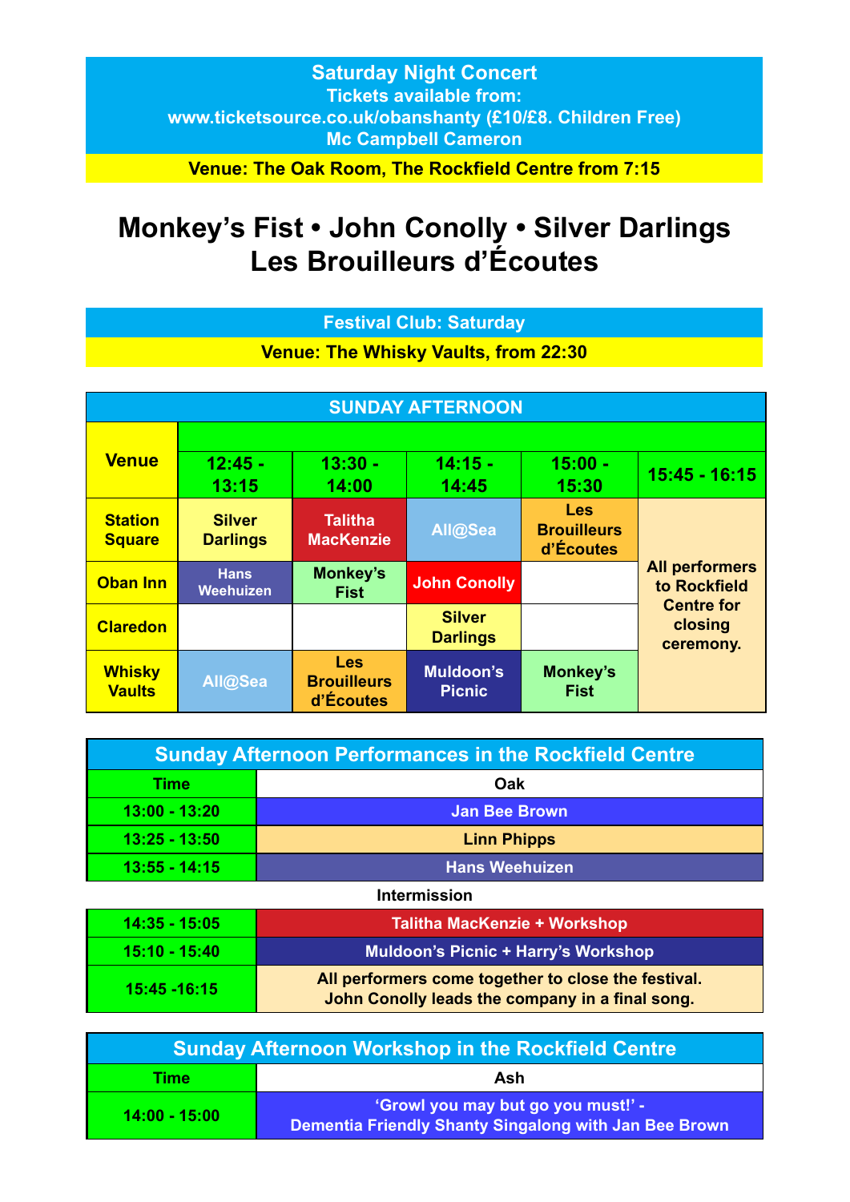## Saturday Night Concert

**Tickets available from:**
**www.ticketsource.co.uk/obanshanty (£10/£8. Children Free)**
**Mc Campbell Cameron**

**Venue: The Oak Room, The Rockfield Centre from 7:15**

# Monkey's Fist • John Conolly • Silver Darlings
# Les Brouilleurs d'Écoutes

## Festival Club: Saturday

**Venue: The Whisky Vaults, from 22:30**

## SUNDAY AFTERNOON

| Venue | 12:45 - 13:15 | 13:30 - 14:00 | 14:15 - 14:45 | 15:00 - 15:30 | 15:45 - 16:15 |
|---|---|---|---|---|---|
| Station Square | Silver Darlings | Talitha MacKenzie | All@Sea | Les Brouilleurs d'Écoutes | All performers to Rockfield Centre for closing ceremony. |
| Oban Inn | Hans Weehuizen | Monkey's Fist | John Conolly | | |
| Claredon | | | Silver Darlings | | |
| Whisky Vaults | All@Sea | Les Brouilleurs d'Écoutes | Muldoon's Picnic | Monkey's Fist | |

## Sunday Afternoon Performances in the Rockfield Centre

| Time | Oak |
|---|---|
| 13:00 - 13:20 | Jan Bee Brown |
| 13:25 - 13:50 | Linn Phipps |
| 13:55 - 14:15 | Hans Weehuizen |
| | Intermission |
| 14:35 - 15:05 | Talitha MacKenzie + Workshop |
| 15:10 - 15:40 | Muldoon's Picnic + Harry's Workshop |
| 15:45 -16:15 | All performers come together to close the festival. John Conolly leads the company in a final song. |

## Sunday Afternoon Workshop in the Rockfield Centre

| Time | Ash |
|---|---|
| 14:00 - 15:00 | 'Growl you may but go you must!' - Dementia Friendly Shanty Singalong with Jan Bee Brown |